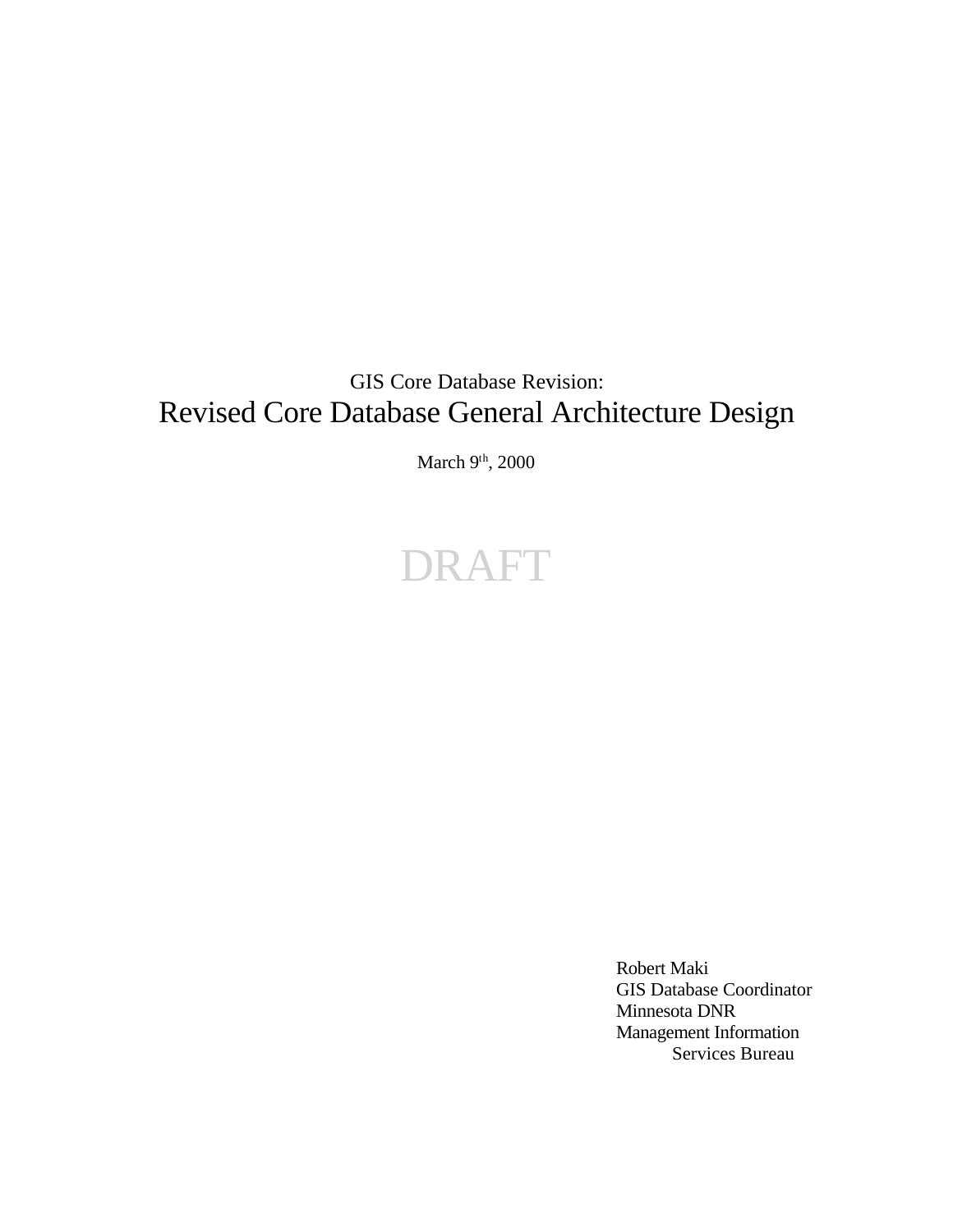GIS Core Database Revision:

# Revised Core Database General Architecture Design

March 9th, 2000

DRAFT

Robert Maki
GIS Database Coordinator
Minnesota DNR
Management Information
Services Bureau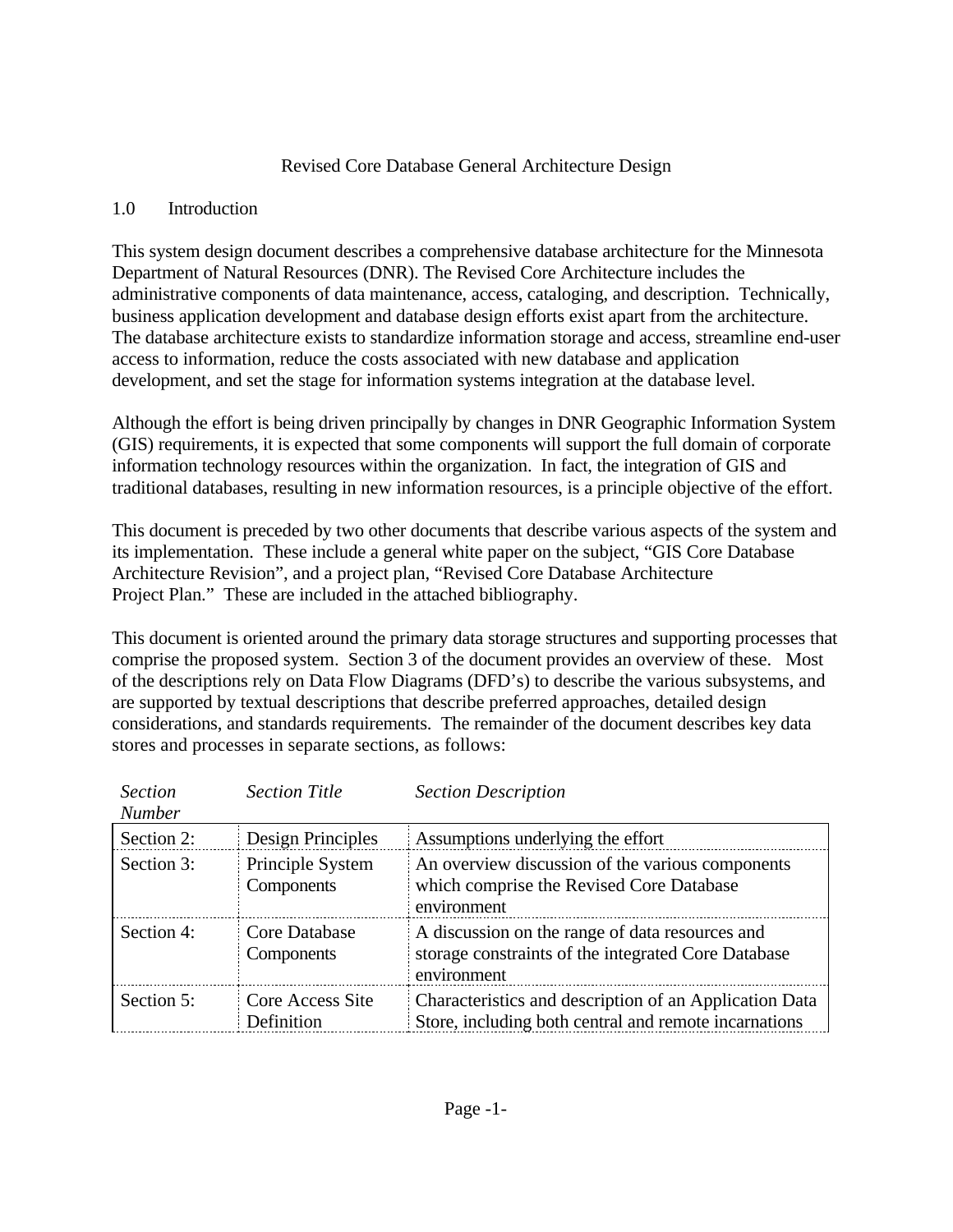# Revised Core Database General Architecture Design

## 1.0 Introduction

This system design document describes a comprehensive database architecture for the Minnesota Department of Natural Resources (DNR). The Revised Core Architecture includes the administrative components of data maintenance, access, cataloging, and description. Technically, business application development and database design efforts exist apart from the architecture. The database architecture exists to standardize information storage and access, streamline end-user access to information, reduce the costs associated with new database and application development, and set the stage for information systems integration at the database level.

Although the effort is being driven principally by changes in DNR Geographic Information System (GIS) requirements, it is expected that some components will support the full domain of corporate information technology resources within the organization. In fact, the integration of GIS and traditional databases, resulting in new information resources, is a principle objective of the effort.

This document is preceded by two other documents that describe various aspects of the system and its implementation. These include a general white paper on the subject, “GIS Core Database Architecture Revision”, and a project plan, “Revised Core Database Architecture Project Plan.” These are included in the attached bibliography.

This document is oriented around the primary data storage structures and supporting processes that comprise the proposed system. Section 3 of the document provides an overview of these. Most of the descriptions rely on Data Flow Diagrams (DFD’s) to describe the various subsystems, and are supported by textual descriptions that describe preferred approaches, detailed design considerations, and standards requirements. The remainder of the document describes key data stores and processes in separate sections, as follows:

| *Section Number* | *Section Title* | *Section Description* |
| --- | --- | --- |
| Section 2: | Design Principles | Assumptions underlying the effort |
| Section 3: | Principle System Components | An overview discussion of the various components which comprise the Revised Core Database environment |
| Section 4: | Core Database Components | A discussion on the range of data resources and storage constraints of the integrated Core Database environment |
| Section 5: | Core Access Site Definition | Characteristics and description of an Application Data Store, including both central and remote incarnations |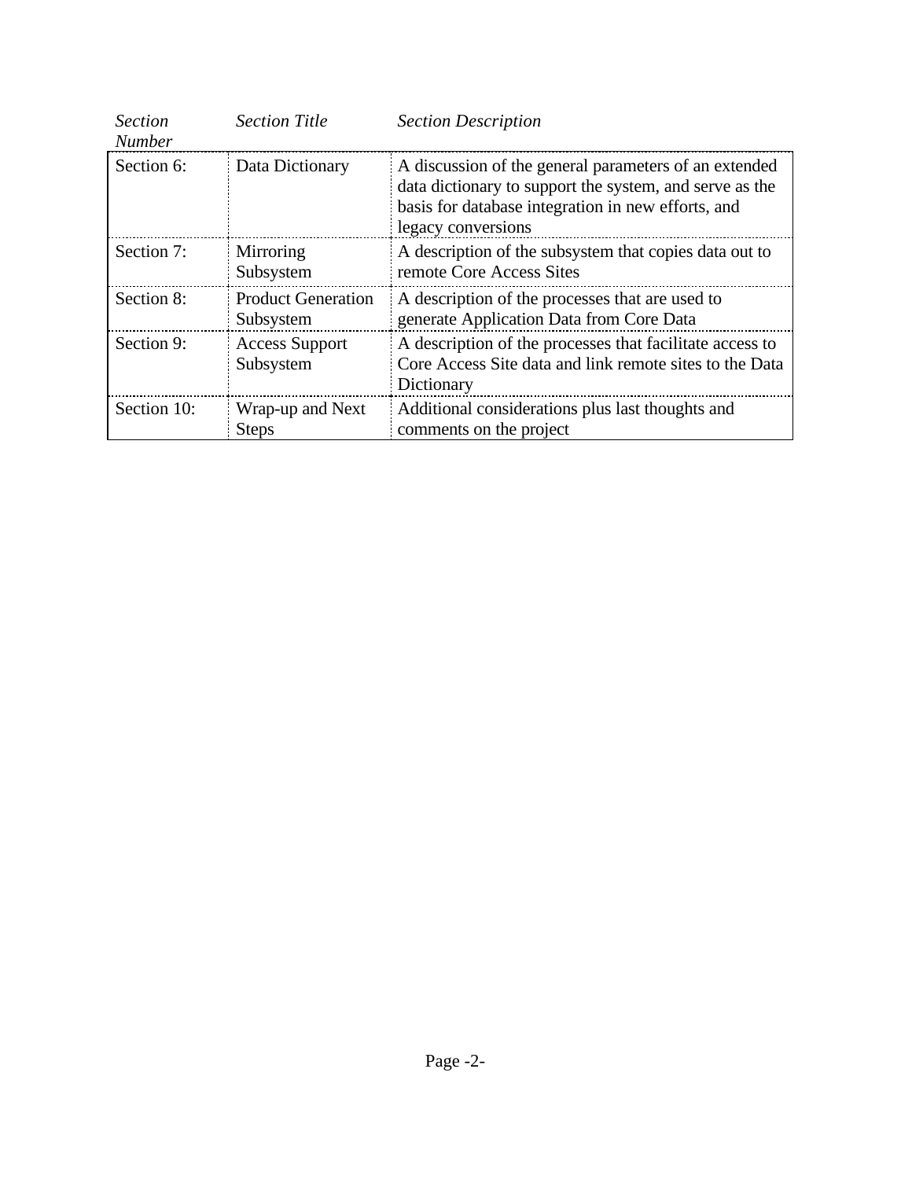| *Section Number* | *Section Title* | *Section Description* |
|---|---|---|
| Section 6: | Data Dictionary | A discussion of the general parameters of an extended data dictionary to support the system, and serve as the basis for database integration in new efforts, and legacy conversions |
| Section 7: | Mirroring Subsystem | A description of the subsystem that copies data out to remote Core Access Sites |
| Section 8: | Product Generation Subsystem | A description of the processes that are used to generate Application Data from Core Data |
| Section 9: | Access Support Subsystem | A description of the processes that facilitate access to Core Access Site data and link remote sites to the Data Dictionary |
| Section 10: | Wrap-up and Next Steps | Additional considerations plus last thoughts and comments on the project |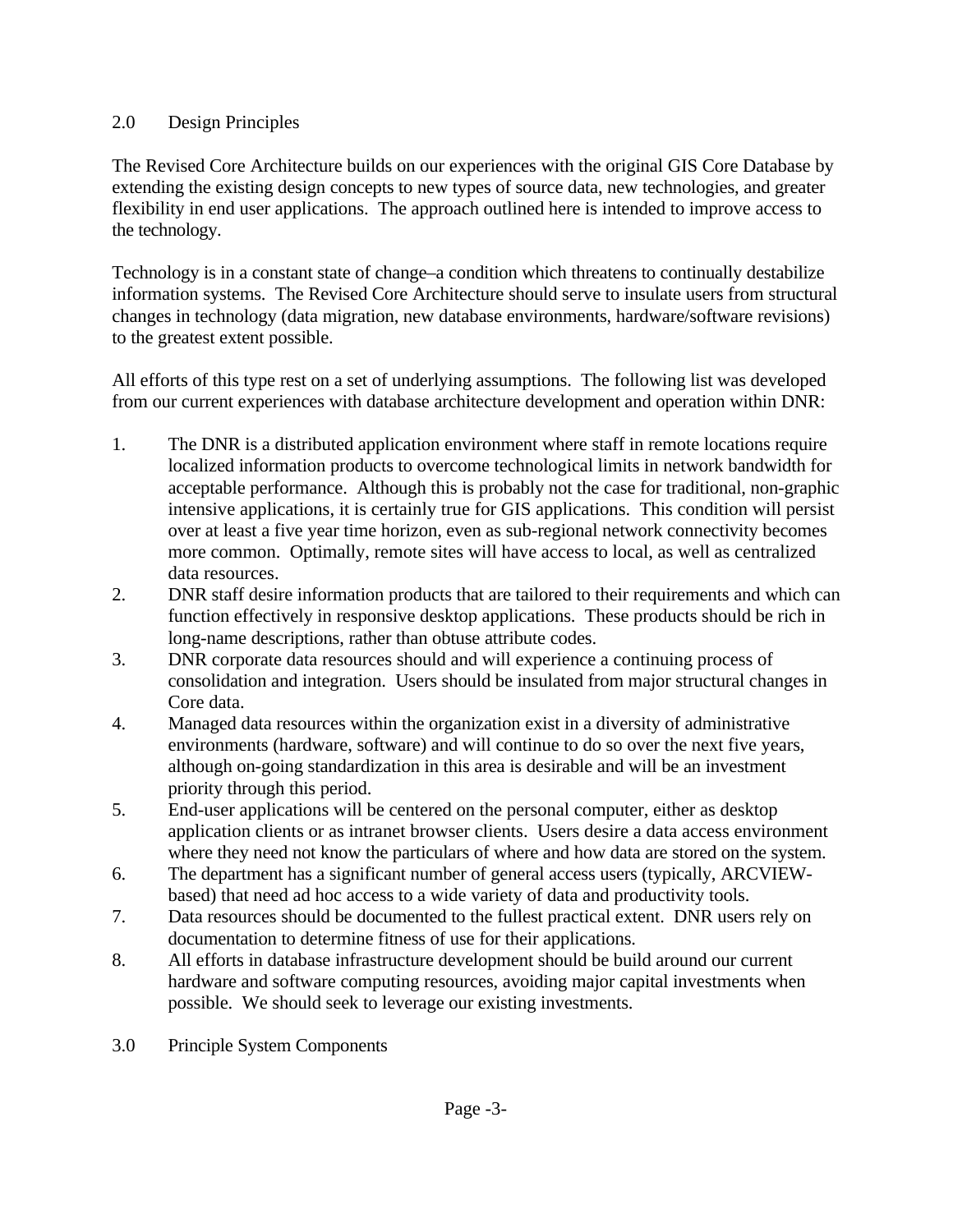## 2.0 Design Principles

The Revised Core Architecture builds on our experiences with the original GIS Core Database by extending the existing design concepts to new types of source data, new technologies, and greater flexibility in end user applications. The approach outlined here is intended to improve access to the technology.

Technology is in a constant state of change–a condition which threatens to continually destabilize information systems. The Revised Core Architecture should serve to insulate users from structural changes in technology (data migration, new database environments, hardware/software revisions) to the greatest extent possible.

All efforts of this type rest on a set of underlying assumptions. The following list was developed from our current experiences with database architecture development and operation within DNR:

1. The DNR is a distributed application environment where staff in remote locations require localized information products to overcome technological limits in network bandwidth for acceptable performance. Although this is probably not the case for traditional, non-graphic intensive applications, it is certainly true for GIS applications. This condition will persist over at least a five year time horizon, even as sub-regional network connectivity becomes more common. Optimally, remote sites will have access to local, as well as centralized data resources.
2. DNR staff desire information products that are tailored to their requirements and which can function effectively in responsive desktop applications. These products should be rich in long-name descriptions, rather than obtuse attribute codes.
3. DNR corporate data resources should and will experience a continuing process of consolidation and integration. Users should be insulated from major structural changes in Core data.
4. Managed data resources within the organization exist in a diversity of administrative environments (hardware, software) and will continue to do so over the next five years, although on-going standardization in this area is desirable and will be an investment priority through this period.
5. End-user applications will be centered on the personal computer, either as desktop application clients or as intranet browser clients. Users desire a data access environment where they need not know the particulars of where and how data are stored on the system.
6. The department has a significant number of general access users (typically, ARCVIEW-based) that need ad hoc access to a wide variety of data and productivity tools.
7. Data resources should be documented to the fullest practical extent. DNR users rely on documentation to determine fitness of use for their applications.
8. All efforts in database infrastructure development should be build around our current hardware and software computing resources, avoiding major capital investments when possible. We should seek to leverage our existing investments.

## 3.0 Principle System Components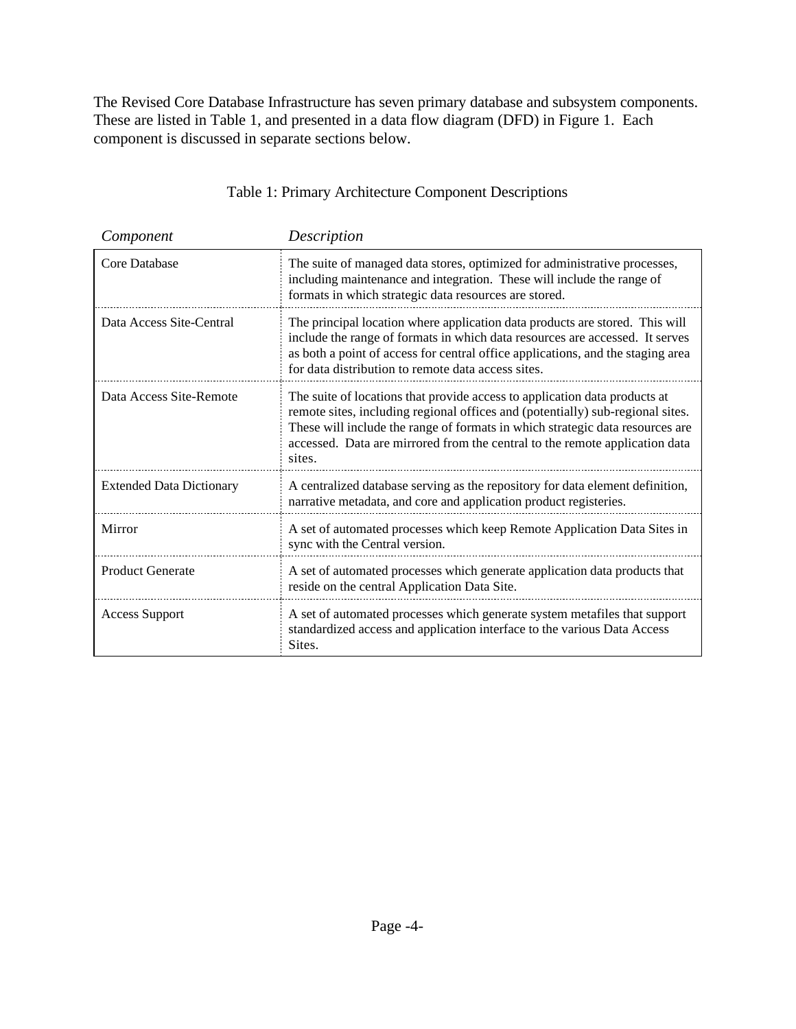The Revised Core Database Infrastructure has seven primary database and subsystem components. These are listed in Table 1, and presented in a data flow diagram (DFD) in Figure 1. Each component is discussed in separate sections below.

Table 1: Primary Architecture Component Descriptions

| *Component* | *Description* |
|---|---|
| Core Database | The suite of managed data stores, optimized for administrative processes, including maintenance and integration. These will include the range of formats in which strategic data resources are stored. |
| Data Access Site-Central | The principal location where application data products are stored. This will include the range of formats in which data resources are accessed. It serves as both a point of access for central office applications, and the staging area for data distribution to remote data access sites. |
| Data Access Site-Remote | The suite of locations that provide access to application data products at remote sites, including regional offices and (potentially) sub-regional sites. These will include the range of formats in which strategic data resources are accessed. Data are mirrored from the central to the remote application data sites. |
| Extended Data Dictionary | A centralized database serving as the repository for data element definition, narrative metadata, and core and application product registeries. |
| Mirror | A set of automated processes which keep Remote Application Data Sites in sync with the Central version. |
| Product Generate | A set of automated processes which generate application data products that reside on the central Application Data Site. |
| Access Support | A set of automated processes which generate system metafiles that support standardized access and application interface to the various Data Access Sites. |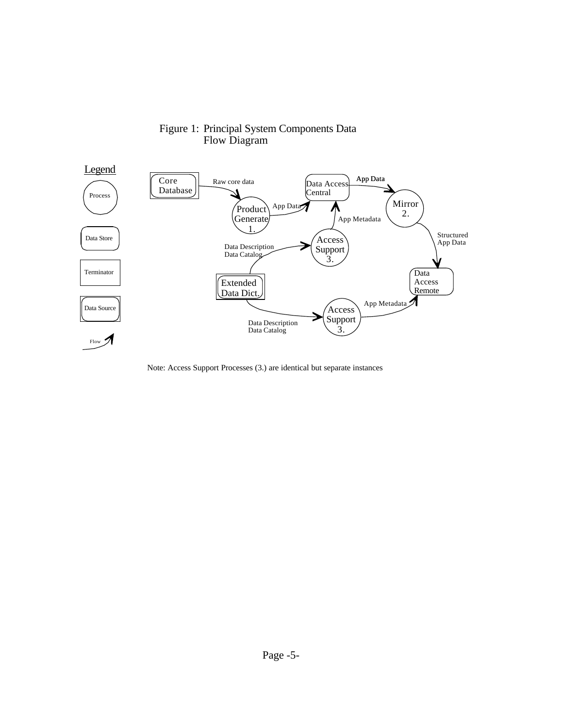Figure 1: Principal System Components Data Flow Diagram

Legend

Process

Data Store

Terminator

Data Source

Flow

Core Database

Raw core data

Product Generate 1.

App Data

Data Access Central

App Data

Mirror 2.

App Metadata

Structured App Data

Access Support 3.

Data Description
Data Catalog

Extended Data Dict.

Data Access Remote

App Metadata

Access Support 3.

Data Description
Data Catalog

Note: Access Support Processes (3.) are identical but separate instances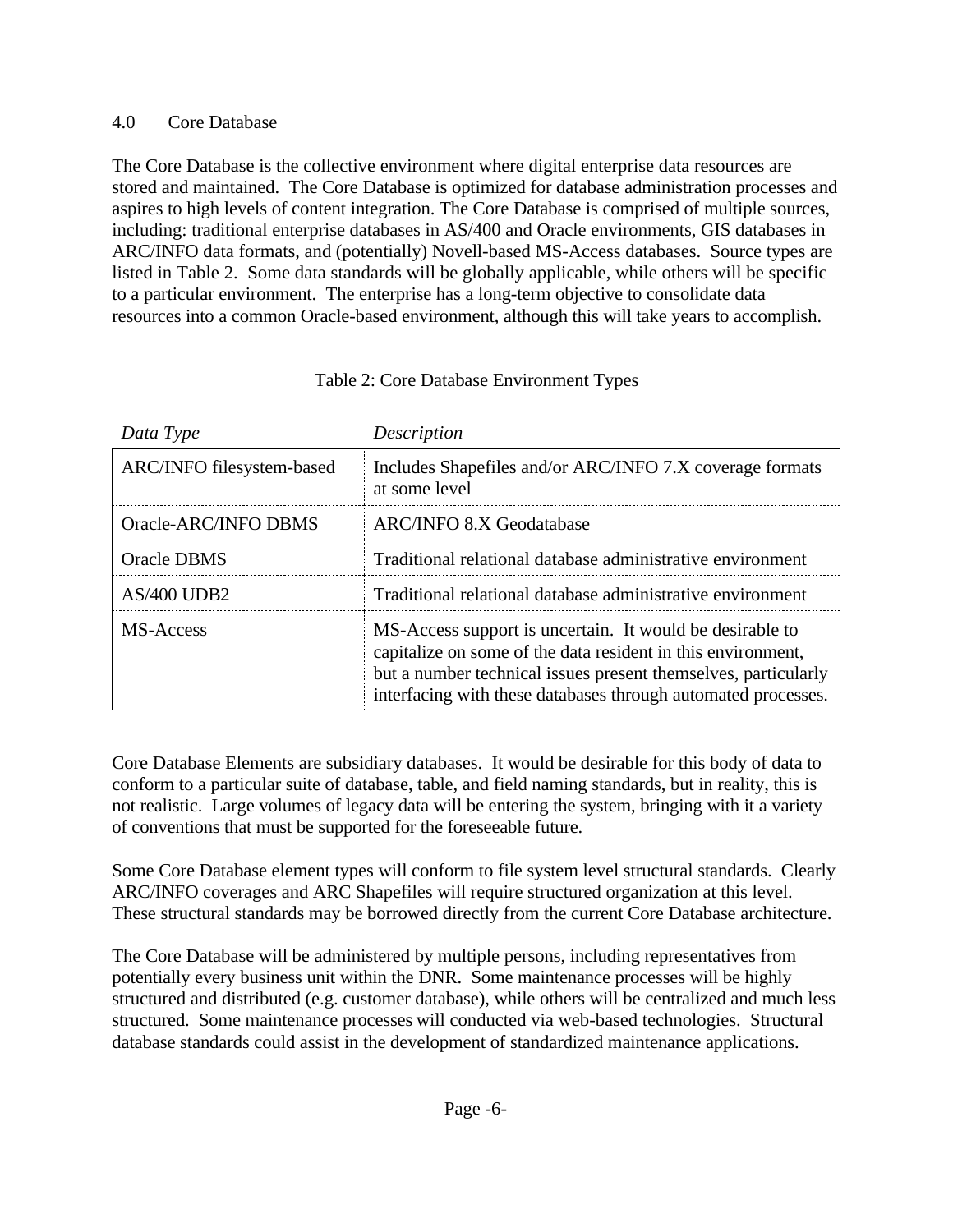## 4.0 Core Database

The Core Database is the collective environment where digital enterprise data resources are stored and maintained. The Core Database is optimized for database administration processes and aspires to high levels of content integration. The Core Database is comprised of multiple sources, including: traditional enterprise databases in AS/400 and Oracle environments, GIS databases in ARC/INFO data formats, and (potentially) Novell-based MS-Access databases. Source types are listed in Table 2. Some data standards will be globally applicable, while others will be specific to a particular environment. The enterprise has a long-term objective to consolidate data resources into a common Oracle-based environment, although this will take years to accomplish.

Table 2: Core Database Environment Types

| *Data Type* | *Description* |
|---|---|
| ARC/INFO filesystem-based | Includes Shapefiles and/or ARC/INFO 7.X coverage formats at some level |
| Oracle-ARC/INFO DBMS | ARC/INFO 8.X Geodatabase |
| Oracle DBMS | Traditional relational database administrative environment |
| AS/400 UDB2 | Traditional relational database administrative environment |
| MS-Access | MS-Access support is uncertain. It would be desirable to capitalize on some of the data resident in this environment, but a number technical issues present themselves, particularly interfacing with these databases through automated processes. |

Core Database Elements are subsidiary databases. It would be desirable for this body of data to conform to a particular suite of database, table, and field naming standards, but in reality, this is not realistic. Large volumes of legacy data will be entering the system, bringing with it a variety of conventions that must be supported for the foreseeable future.

Some Core Database element types will conform to file system level structural standards. Clearly ARC/INFO coverages and ARC Shapefiles will require structured organization at this level. These structural standards may be borrowed directly from the current Core Database architecture.

The Core Database will be administered by multiple persons, including representatives from potentially every business unit within the DNR. Some maintenance processes will be highly structured and distributed (e.g. customer database), while others will be centralized and much less structured. Some maintenance processes will conducted via web-based technologies. Structural database standards could assist in the development of standardized maintenance applications.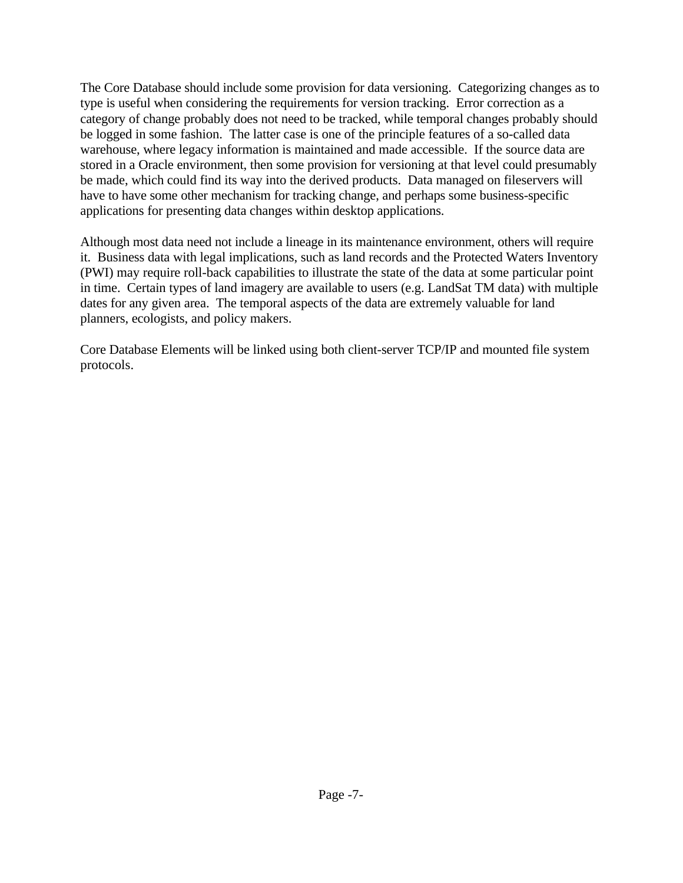The Core Database should include some provision for data versioning.  Categorizing changes as to type is useful when considering the requirements for version tracking.  Error correction as a category of change probably does not need to be tracked, while temporal changes probably should be logged in some fashion.  The latter case is one of the principle features of a so-called data warehouse, where legacy information is maintained and made accessible.  If the source data are stored in a Oracle environment, then some provision for versioning at that level could presumably be made, which could find its way into the derived products.  Data managed on fileservers will have to have some other mechanism for tracking change, and perhaps some business-specific applications for presenting data changes within desktop applications.

Although most data need not include a lineage in its maintenance environment, others will require it.  Business data with legal implications, such as land records and the Protected Waters Inventory (PWI) may require roll-back capabilities to illustrate the state of the data at some particular point in time.  Certain types of land imagery are available to users (e.g. LandSat TM data) with multiple dates for any given area.  The temporal aspects of the data are extremely valuable for land planners, ecologists, and policy makers.

Core Database Elements will be linked using both client-server TCP/IP and mounted file system protocols.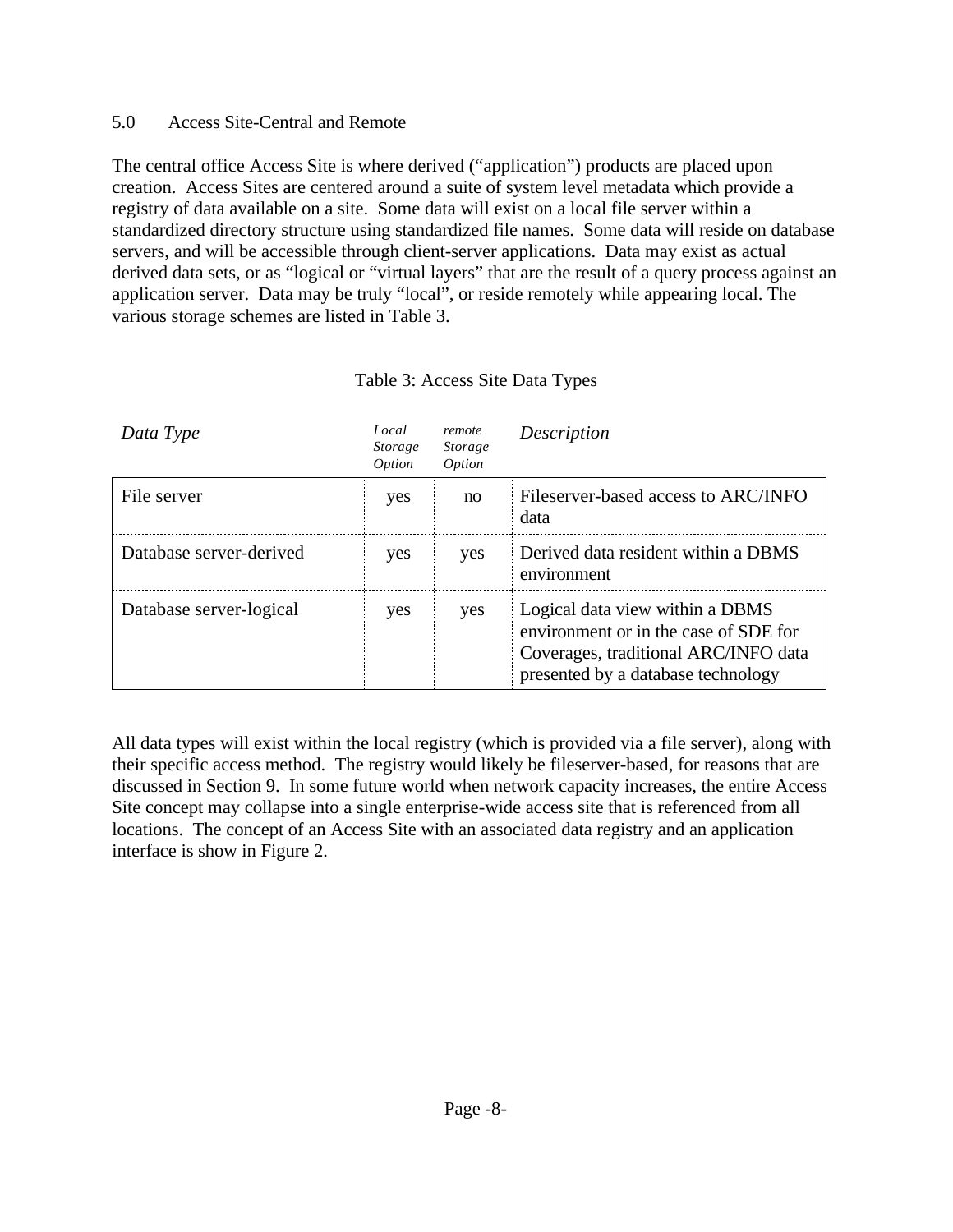## 5.0 Access Site-Central and Remote

The central office Access Site is where derived ("application") products are placed upon creation. Access Sites are centered around a suite of system level metadata which provide a registry of data available on a site. Some data will exist on a local file server within a standardized directory structure using standardized file names. Some data will reside on database servers, and will be accessible through client-server applications. Data may exist as actual derived data sets, or as "logical or "virtual layers" that are the result of a query process against an application server. Data may be truly "local", or reside remotely while appearing local. The various storage schemes are listed in Table 3.

Table 3: Access Site Data Types

| *Data Type* | *Local Storage Option* | *remote Storage Option* | *Description* |
|---|---|---|---|
| File server | yes | no | Fileserver-based access to ARC/INFO data |
| Database server-derived | yes | yes | Derived data resident within a DBMS environment |
| Database server-logical | yes | yes | Logical data view within a DBMS environment or in the case of SDE for Coverages, traditional ARC/INFO data presented by a database technology |

All data types will exist within the local registry (which is provided via a file server), along with their specific access method. The registry would likely be fileserver-based, for reasons that are discussed in Section 9. In some future world when network capacity increases, the entire Access Site concept may collapse into a single enterprise-wide access site that is referenced from all locations. The concept of an Access Site with an associated data registry and an application interface is show in Figure 2.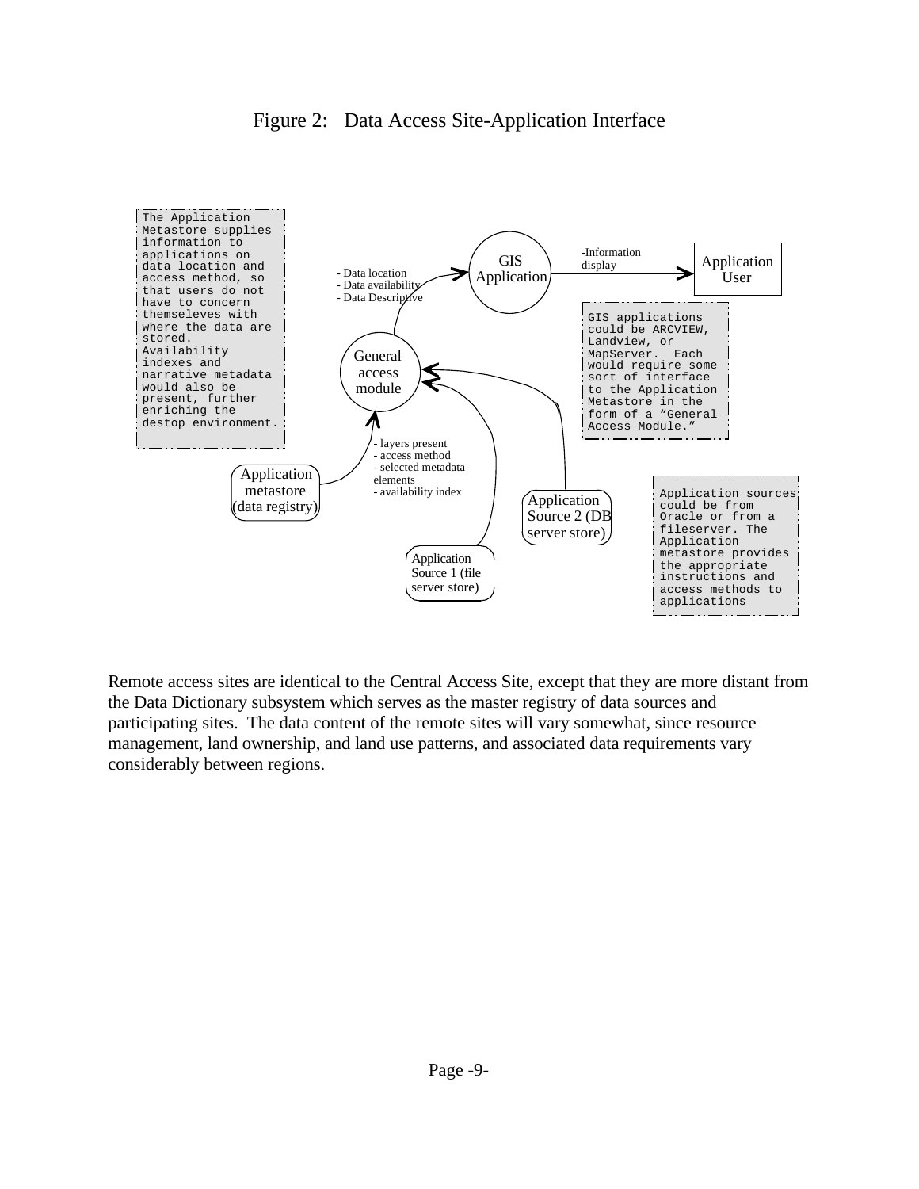Figure 2: Data Access Site-Application Interface

The Application Metastore supplies information to applications on data location and access method, so that users do not have to concern themseleves with where the data are stored. Availability indexes and narrative metadata would also be present, further enriching the destop environment.

- Data location
- Data availability
- Data Descriptive

GIS Application

-Information display

Application User

GIS applications could be ARCVIEW, Landview, or MapServer. Each would require some sort of interface to the Application Metastore in the form of a "General Access Module."

General access module

- layers present
- access method
- selected metadata elements
- availability index

Application metastore (data registry)

Application Source 2 (DB server store)

Application Source 1 (file server store)

Application sources could be from Oracle or from a fileserver. The Application metastore provides the appropriate instructions and access methods to applications

Remote access sites are identical to the Central Access Site, except that they are more distant from the Data Dictionary subsystem which serves as the master registry of data sources and participating sites. The data content of the remote sites will vary somewhat, since resource management, land ownership, and land use patterns, and associated data requirements vary considerably between regions.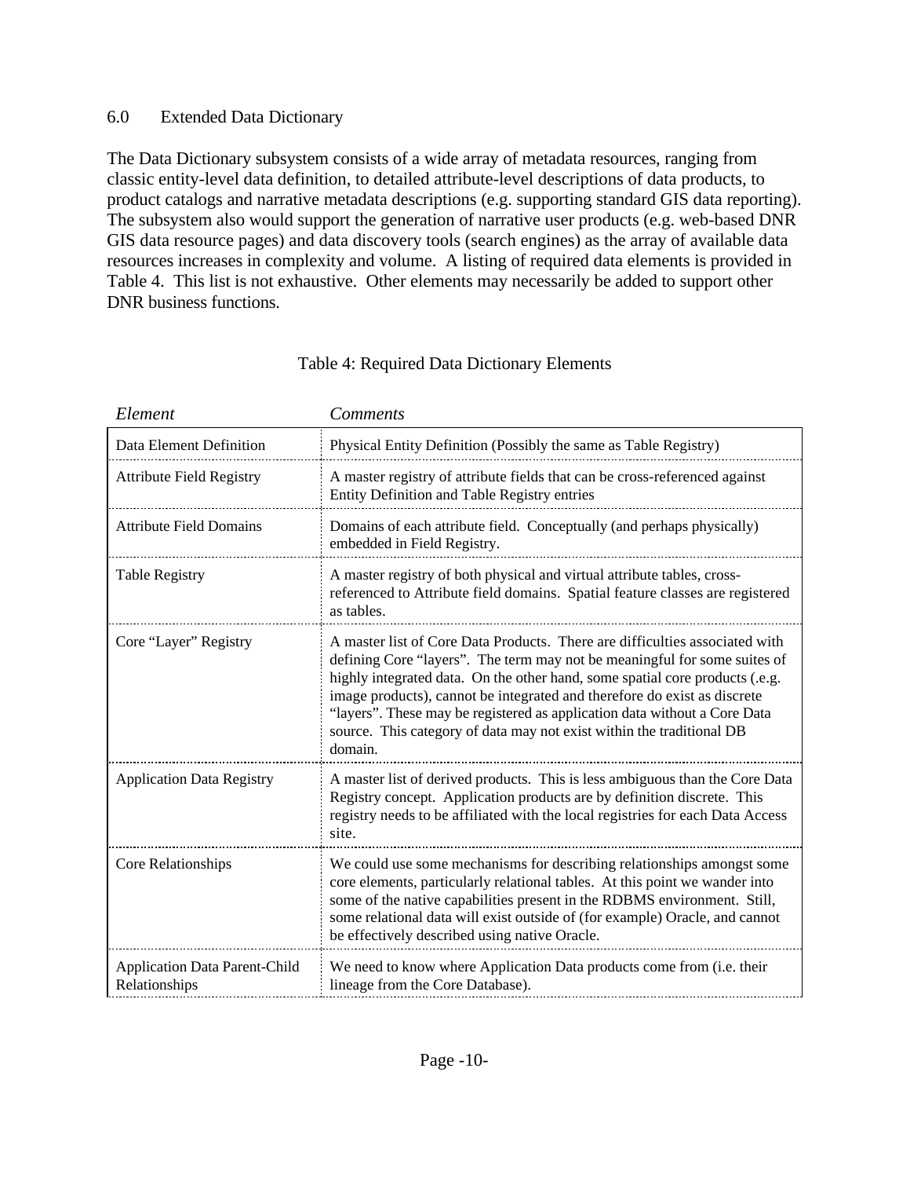## 6.0 Extended Data Dictionary

The Data Dictionary subsystem consists of a wide array of metadata resources, ranging from classic entity-level data definition, to detailed attribute-level descriptions of data products, to product catalogs and narrative metadata descriptions (e.g. supporting standard GIS data reporting). The subsystem also would support the generation of narrative user products (e.g. web-based DNR GIS data resource pages) and data discovery tools (search engines) as the array of available data resources increases in complexity and volume. A listing of required data elements is provided in Table 4. This list is not exhaustive. Other elements may necessarily be added to support other DNR business functions.

Table 4: Required Data Dictionary Elements

| *Element* | *Comments* |
|---|---|
| Data Element Definition | Physical Entity Definition (Possibly the same as Table Registry) |
| Attribute Field Registry | A master registry of attribute fields that can be cross-referenced against Entity Definition and Table Registry entries |
| Attribute Field Domains | Domains of each attribute field. Conceptually (and perhaps physically) embedded in Field Registry. |
| Table Registry | A master registry of both physical and virtual attribute tables, cross-referenced to Attribute field domains. Spatial feature classes are registered as tables. |
| Core "Layer" Registry | A master list of Core Data Products. There are difficulties associated with defining Core "layers". The term may not be meaningful for some suites of highly integrated data. On the other hand, some spatial core products (.e.g. image products), cannot be integrated and therefore do exist as discrete "layers". These may be registered as application data without a Core Data source. This category of data may not exist within the traditional DB domain. |
| Application Data Registry | A master list of derived products. This is less ambiguous than the Core Data Registry concept. Application products are by definition discrete. This registry needs to be affiliated with the local registries for each Data Access site. |
| Core Relationships | We could use some mechanisms for describing relationships amongst some core elements, particularly relational tables. At this point we wander into some of the native capabilities present in the RDBMS environment. Still, some relational data will exist outside of (for example) Oracle, and cannot be effectively described using native Oracle. |
| Application Data Parent-Child Relationships | We need to know where Application Data products come from (i.e. their lineage from the Core Database). |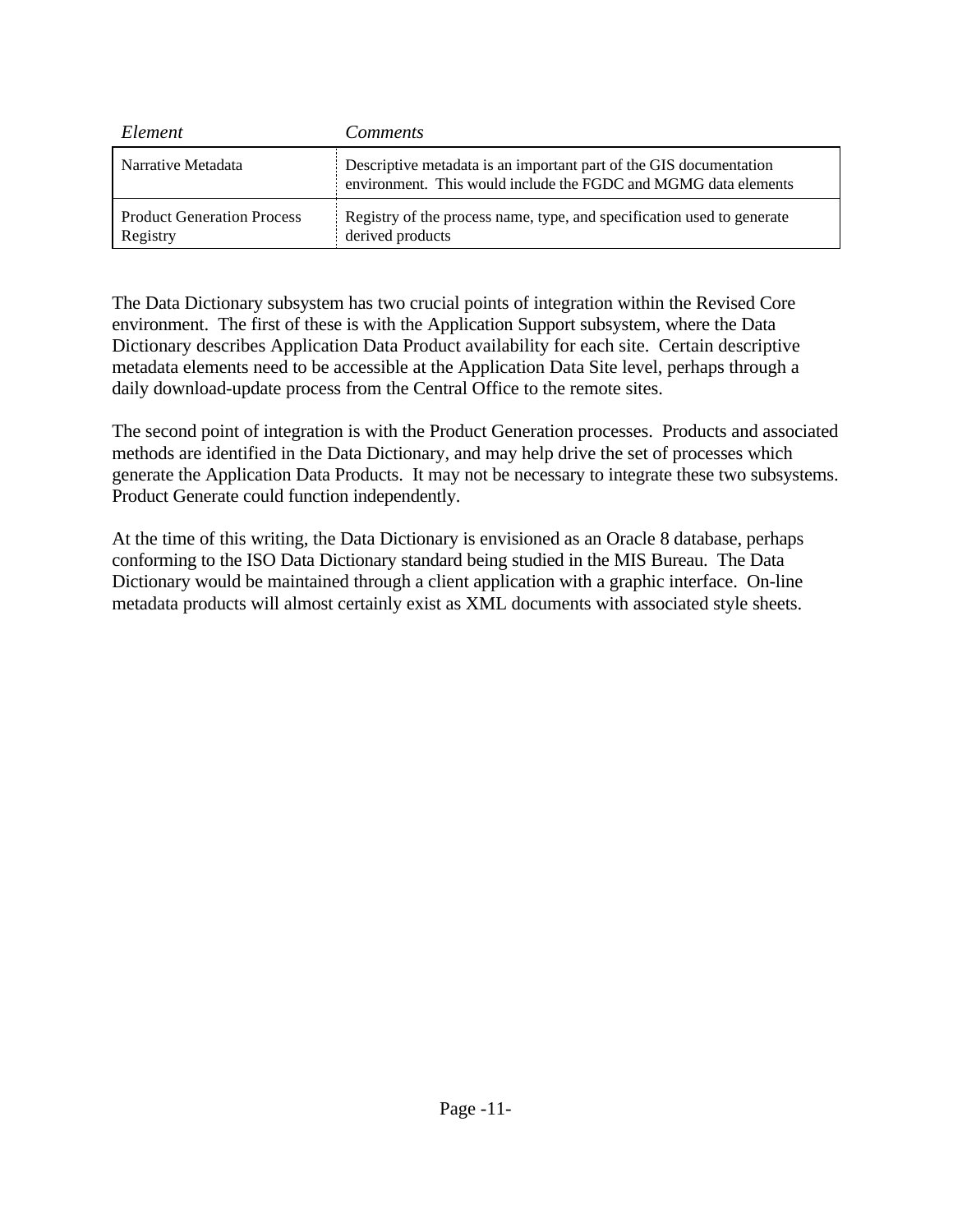| *Element* | *Comments* |
| --- | --- |
| Narrative Metadata | Descriptive metadata is an important part of the GIS documentation environment. This would include the FGDC and MGMG data elements |
| Product Generation Process Registry | Registry of the process name, type, and specification used to generate derived products |

The Data Dictionary subsystem has two crucial points of integration within the Revised Core environment. The first of these is with the Application Support subsystem, where the Data Dictionary describes Application Data Product availability for each site. Certain descriptive metadata elements need to be accessible at the Application Data Site level, perhaps through a daily download-update process from the Central Office to the remote sites.

The second point of integration is with the Product Generation processes. Products and associated methods are identified in the Data Dictionary, and may help drive the set of processes which generate the Application Data Products. It may not be necessary to integrate these two subsystems. Product Generate could function independently.

At the time of this writing, the Data Dictionary is envisioned as an Oracle 8 database, perhaps conforming to the ISO Data Dictionary standard being studied in the MIS Bureau. The Data Dictionary would be maintained through a client application with a graphic interface. On-line metadata products will almost certainly exist as XML documents with associated style sheets.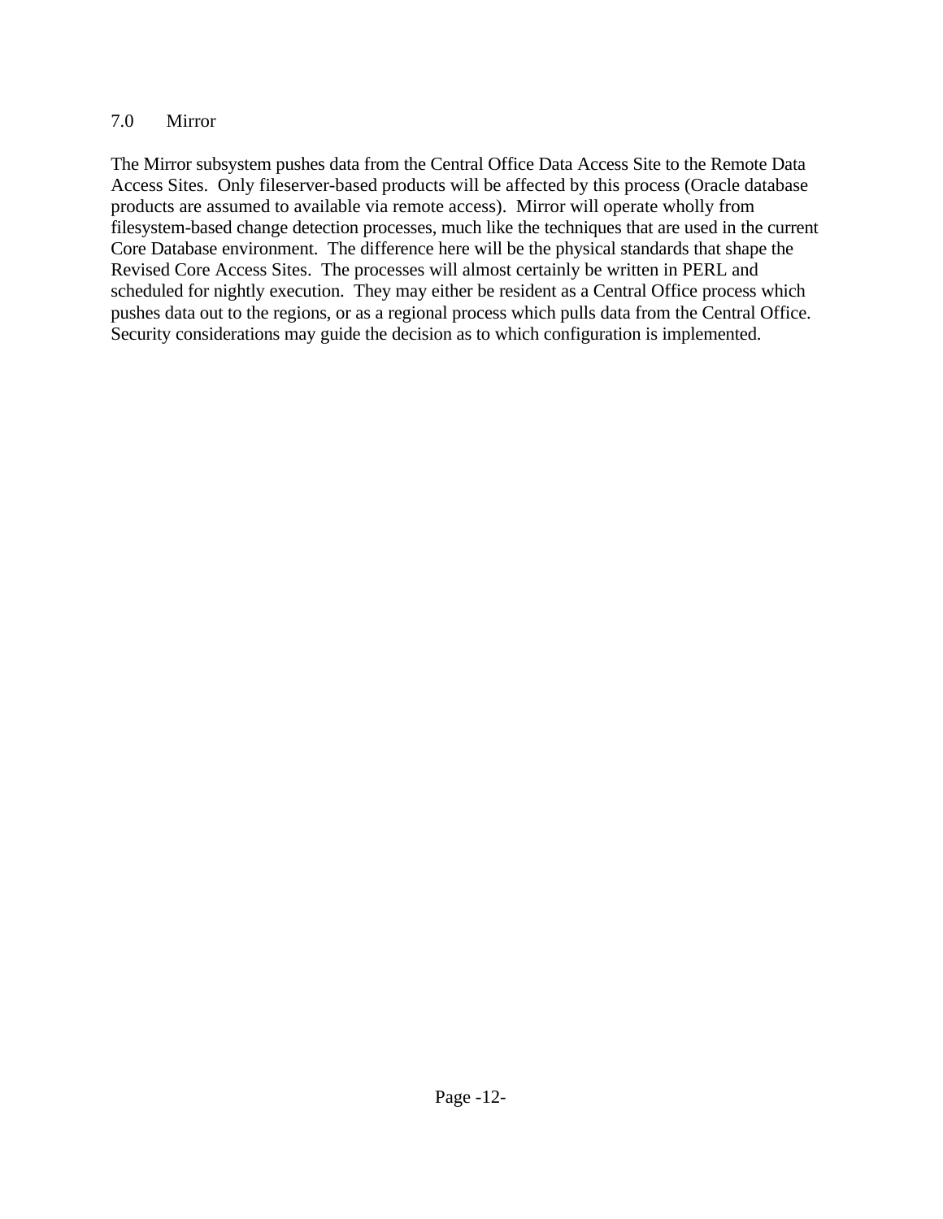## 7.0 Mirror

The Mirror subsystem pushes data from the Central Office Data Access Site to the Remote Data Access Sites. Only fileserver-based products will be affected by this process (Oracle database products are assumed to available via remote access). Mirror will operate wholly from filesystem-based change detection processes, much like the techniques that are used in the current Core Database environment. The difference here will be the physical standards that shape the Revised Core Access Sites. The processes will almost certainly be written in PERL and scheduled for nightly execution. They may either be resident as a Central Office process which pushes data out to the regions, or as a regional process which pulls data from the Central Office. Security considerations may guide the decision as to which configuration is implemented.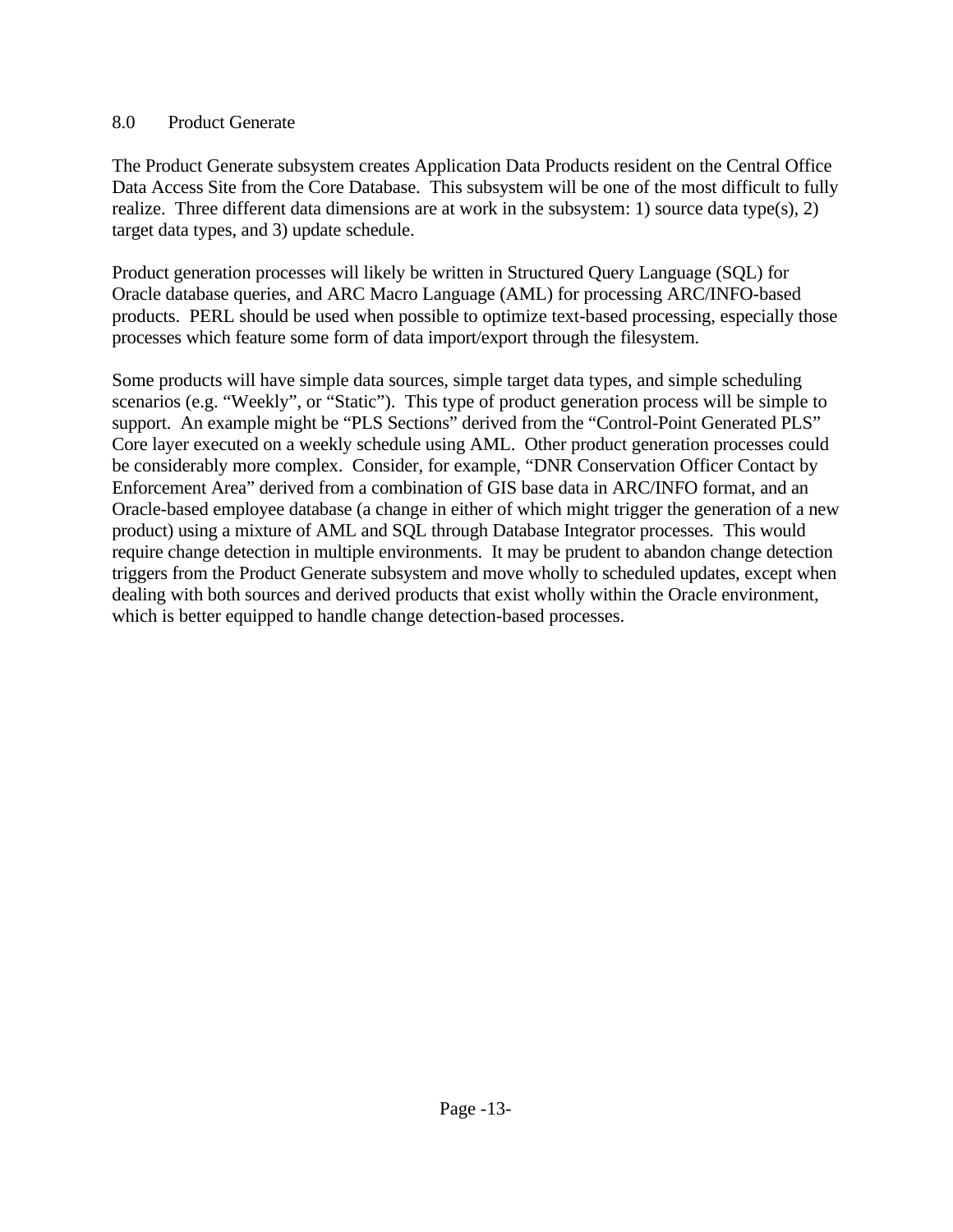## 8.0 Product Generate

The Product Generate subsystem creates Application Data Products resident on the Central Office Data Access Site from the Core Database. This subsystem will be one of the most difficult to fully realize. Three different data dimensions are at work in the subsystem: 1) source data type(s), 2) target data types, and 3) update schedule.

Product generation processes will likely be written in Structured Query Language (SQL) for Oracle database queries, and ARC Macro Language (AML) for processing ARC/INFO-based products. PERL should be used when possible to optimize text-based processing, especially those processes which feature some form of data import/export through the filesystem.

Some products will have simple data sources, simple target data types, and simple scheduling scenarios (e.g. "Weekly", or "Static"). This type of product generation process will be simple to support. An example might be "PLS Sections" derived from the "Control-Point Generated PLS" Core layer executed on a weekly schedule using AML. Other product generation processes could be considerably more complex. Consider, for example, "DNR Conservation Officer Contact by Enforcement Area" derived from a combination of GIS base data in ARC/INFO format, and an Oracle-based employee database (a change in either of which might trigger the generation of a new product) using a mixture of AML and SQL through Database Integrator processes. This would require change detection in multiple environments. It may be prudent to abandon change detection triggers from the Product Generate subsystem and move wholly to scheduled updates, except when dealing with both sources and derived products that exist wholly within the Oracle environment, which is better equipped to handle change detection-based processes.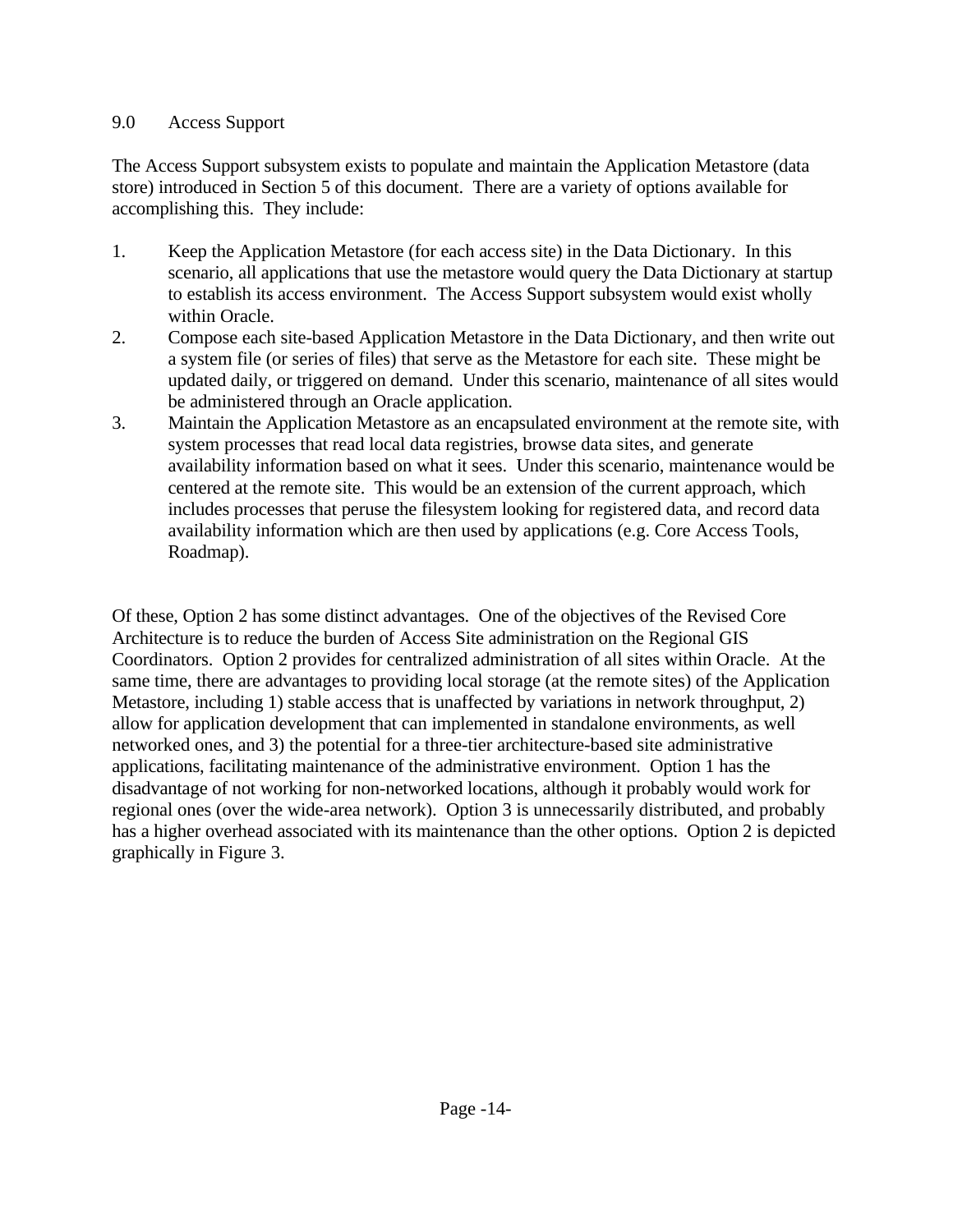## 9.0 Access Support

The Access Support subsystem exists to populate and maintain the Application Metastore (data store) introduced in Section 5 of this document. There are a variety of options available for accomplishing this. They include:

1. Keep the Application Metastore (for each access site) in the Data Dictionary. In this scenario, all applications that use the metastore would query the Data Dictionary at startup to establish its access environment. The Access Support subsystem would exist wholly within Oracle.
2. Compose each site-based Application Metastore in the Data Dictionary, and then write out a system file (or series of files) that serve as the Metastore for each site. These might be updated daily, or triggered on demand. Under this scenario, maintenance of all sites would be administered through an Oracle application.
3. Maintain the Application Metastore as an encapsulated environment at the remote site, with system processes that read local data registries, browse data sites, and generate availability information based on what it sees. Under this scenario, maintenance would be centered at the remote site. This would be an extension of the current approach, which includes processes that peruse the filesystem looking for registered data, and record data availability information which are then used by applications (e.g. Core Access Tools, Roadmap).

Of these, Option 2 has some distinct advantages. One of the objectives of the Revised Core Architecture is to reduce the burden of Access Site administration on the Regional GIS Coordinators. Option 2 provides for centralized administration of all sites within Oracle. At the same time, there are advantages to providing local storage (at the remote sites) of the Application Metastore, including 1) stable access that is unaffected by variations in network throughput, 2) allow for application development that can implemented in standalone environments, as well networked ones, and 3) the potential for a three-tier architecture-based site administrative applications, facilitating maintenance of the administrative environment. Option 1 has the disadvantage of not working for non-networked locations, although it probably would work for regional ones (over the wide-area network). Option 3 is unnecessarily distributed, and probably has a higher overhead associated with its maintenance than the other options. Option 2 is depicted graphically in Figure 3.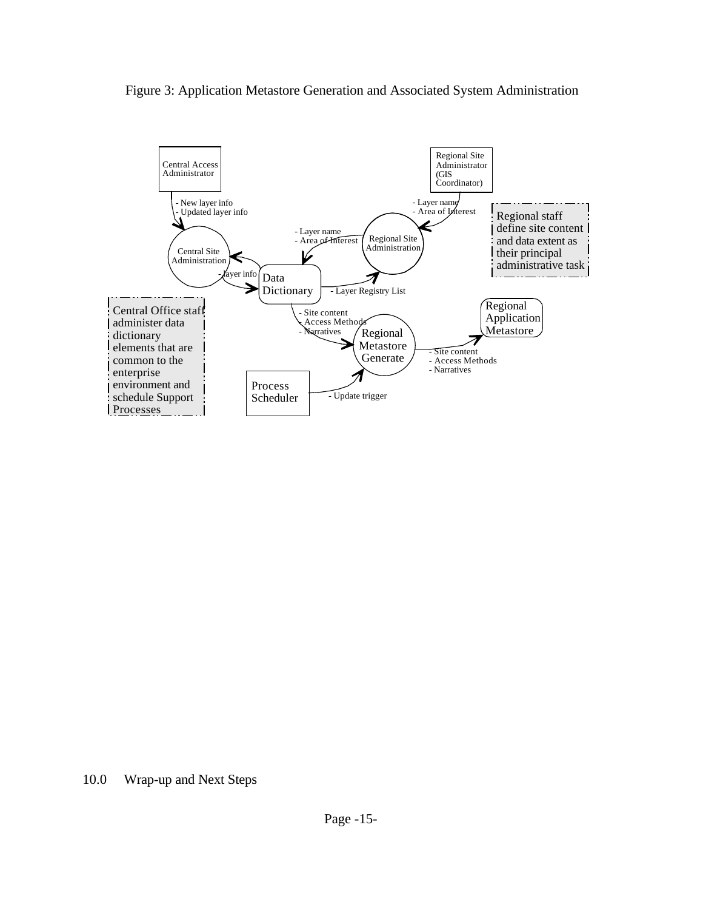Figure 3: Application Metastore Generation and Associated System Administration

Central Access Administrator

- New layer info
- Updated layer info

Regional Site Administrator (GIS Coordinator)

- Layer name
- Area of Interest

Regional staff define site content and data extent as their principal administrative task

- Layer name
- Area of Interest

Central Site Administration

Regional Site Administration

- layer info

Data Dictionary

- Layer Registry List

Central Office staff administer data dictionary elements that are common to the enterprise environment and schedule Support Processes

- Site content
- Access Methods
- Narratives

Regional Metastore Generate

Regional Application Metastore

- Site content
- Access Methods
- Narratives

Process Scheduler

- Update trigger

## 10.0 Wrap-up and Next Steps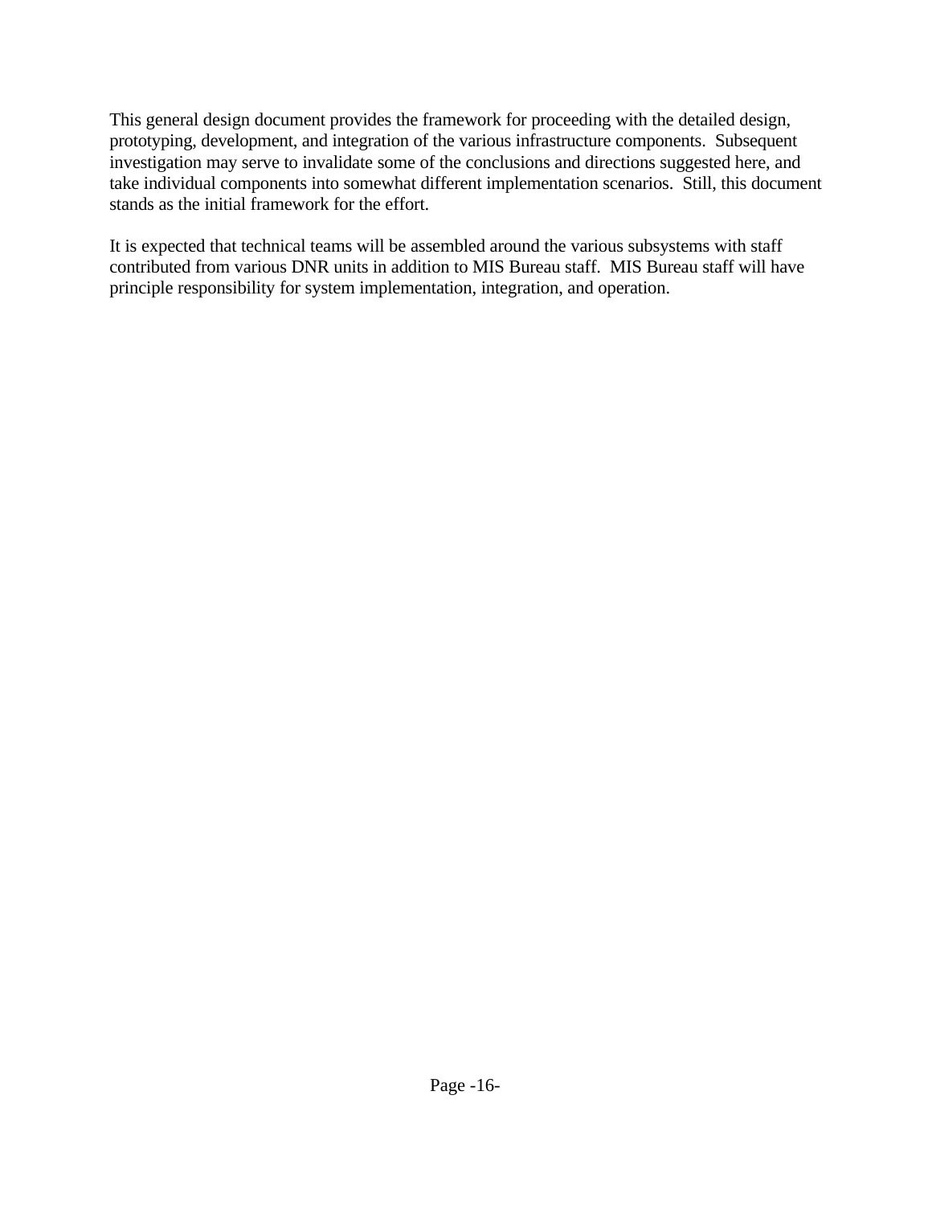This general design document provides the framework for proceeding with the detailed design, prototyping, development, and integration of the various infrastructure components. Subsequent investigation may serve to invalidate some of the conclusions and directions suggested here, and take individual components into somewhat different implementation scenarios. Still, this document stands as the initial framework for the effort.

It is expected that technical teams will be assembled around the various subsystems with staff contributed from various DNR units in addition to MIS Bureau staff. MIS Bureau staff will have principle responsibility for system implementation, integration, and operation.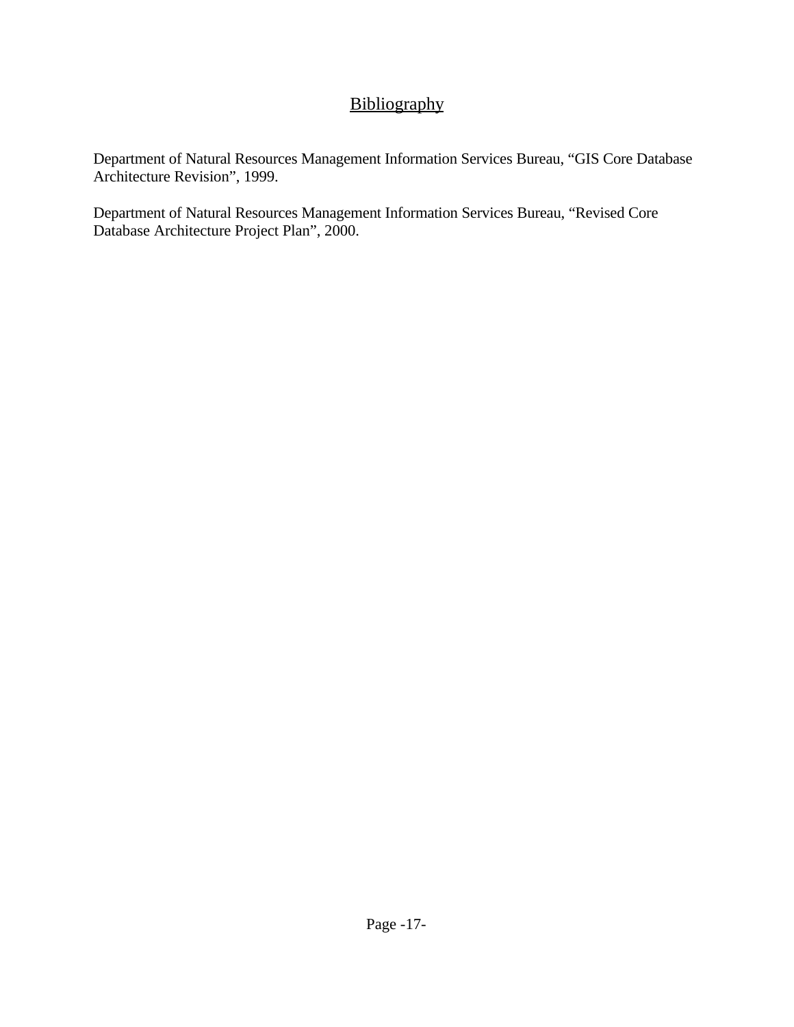# Bibliography

Department of Natural Resources Management Information Services Bureau, "GIS Core Database Architecture Revision", 1999.

Department of Natural Resources Management Information Services Bureau, "Revised Core Database Architecture Project Plan", 2000.